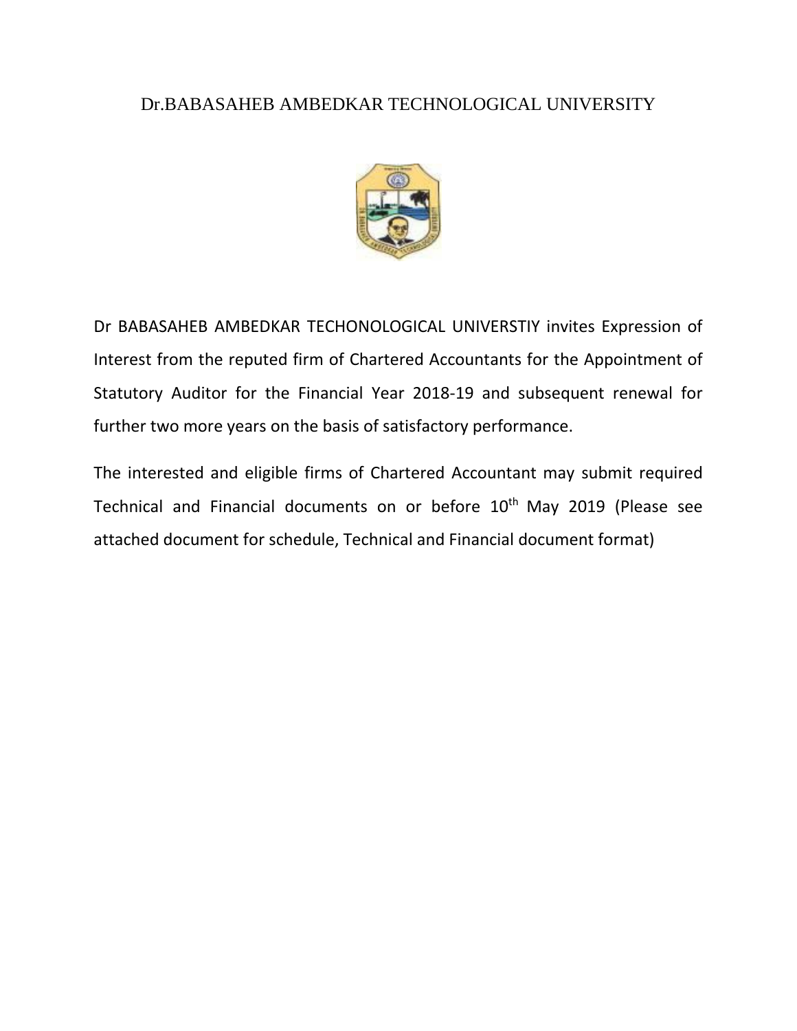# Dr.BABASAHEB AMBEDKAR TECHNOLOGICAL UNIVERSITY

Dr BABASAHEB AMBEDKAR TECHONOLOGICAL UNIVERSTIY invites Expression of Interest from the reputed firm of Chartered Accountants for the Appointment of Statutory Auditor for the Financial Year 2018-19 and subsequent renewal for further two more years on the basis of satisfactory performance.

The interested and eligible firms of Chartered Accountant may submit required Technical and Financial documents on or before 10th May 2019 (Please see attached document for schedule, Technical and Financial document format)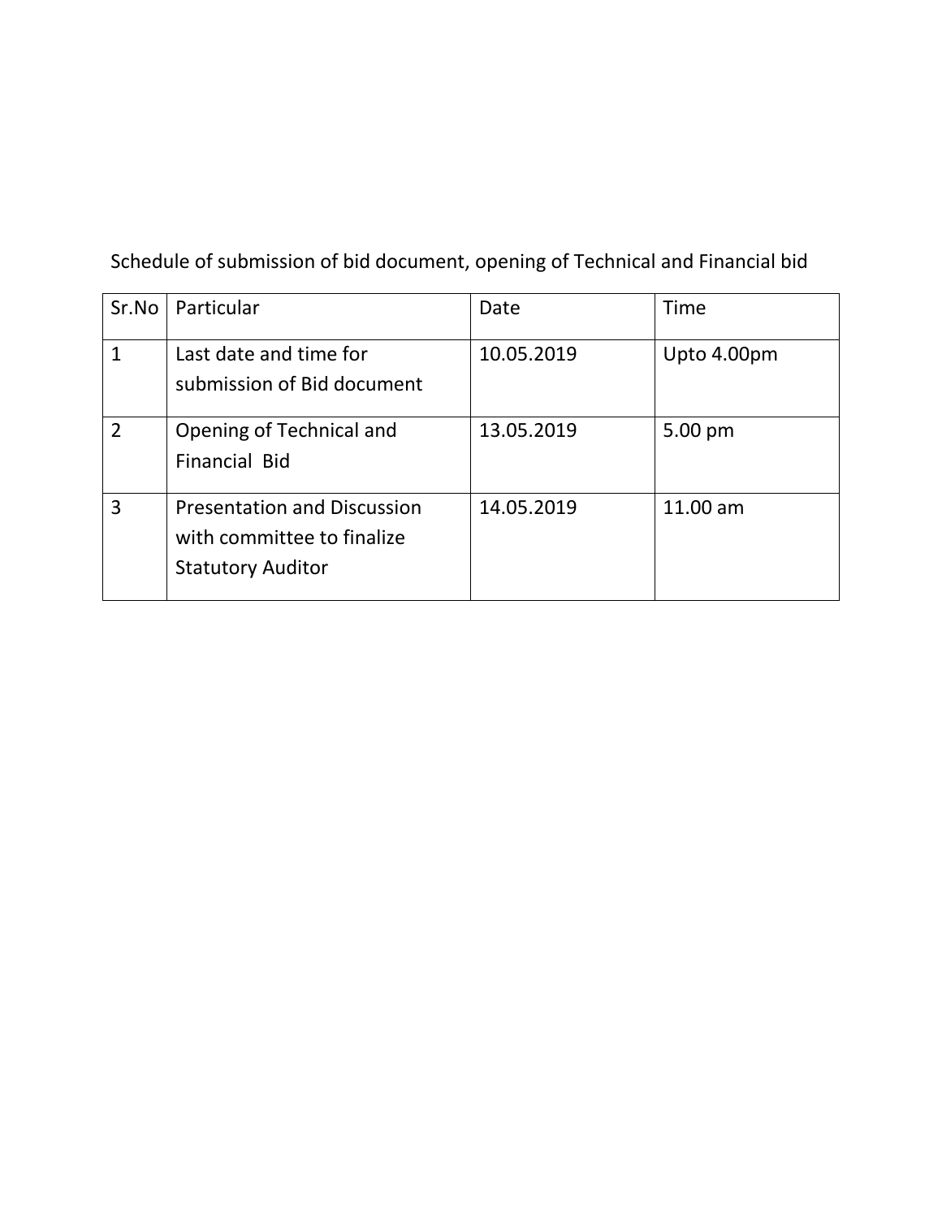Schedule of submission of bid document, opening of Technical and Financial bid

| Sr.No | Particular | Date | Time |
|---|---|---|---|
| 1 | Last date and time for submission of Bid document | 10.05.2019 | Upto 4.00pm |
| 2 | Opening of Technical and Financial Bid | 13.05.2019 | 5.00 pm |
| 3 | Presentation and Discussion with committee to finalize Statutory Auditor | 14.05.2019 | 11.00 am |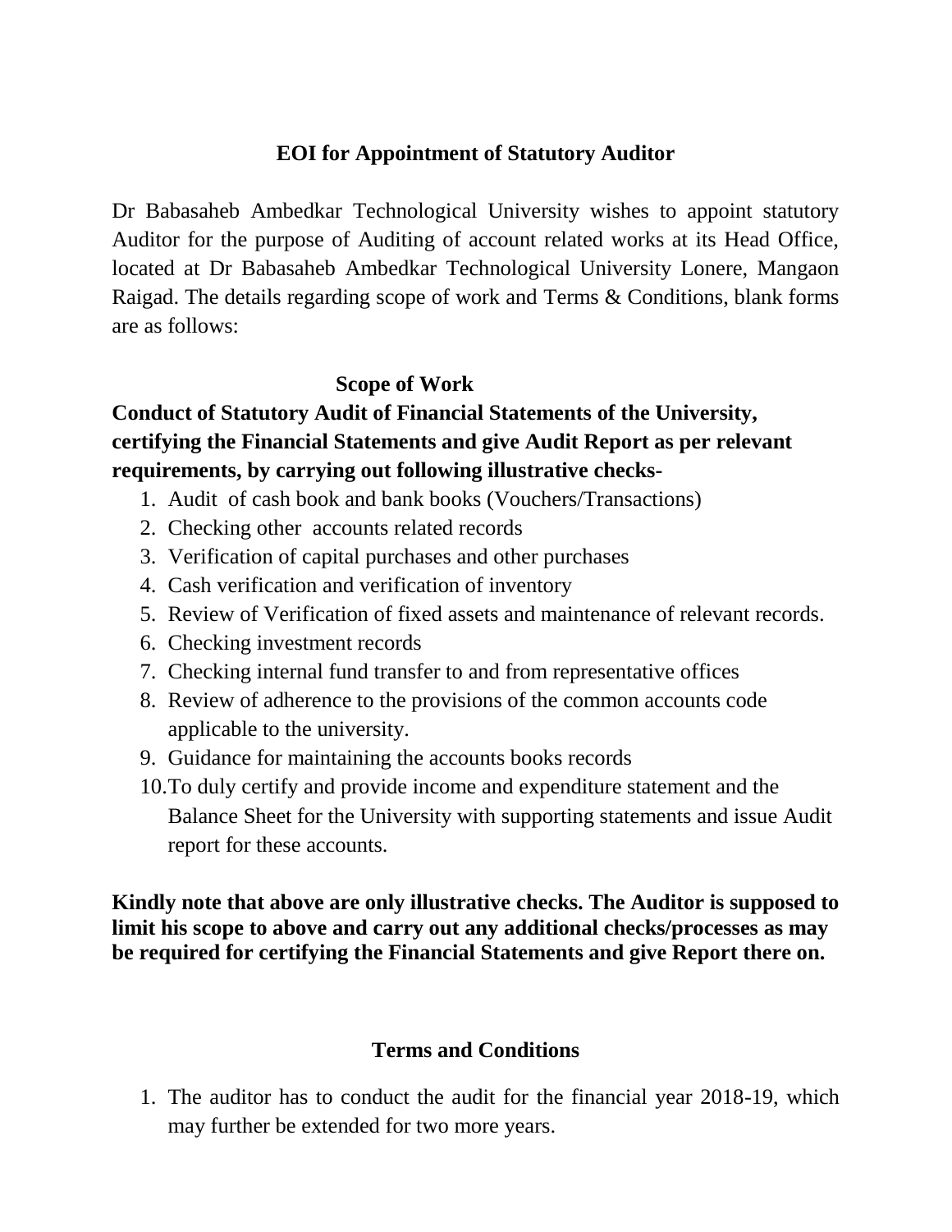## EOI for Appointment of Statutory Auditor

Dr Babasaheb Ambedkar Technological University wishes to appoint statutory Auditor for the purpose of Auditing of account related works at its Head Office, located at Dr Babasaheb Ambedkar Technological University Lonere, Mangaon Raigad. The details regarding scope of work and Terms & Conditions, blank forms are as follows:

### Scope of Work

**Conduct of Statutory Audit of Financial Statements of the University, certifying the Financial Statements and give Audit Report as per relevant requirements, by carrying out following illustrative checks-**

1. Audit of cash book and bank books (Vouchers/Transactions)
2. Checking other accounts related records
3. Verification of capital purchases and other purchases
4. Cash verification and verification of inventory
5. Review of Verification of fixed assets and maintenance of relevant records.
6. Checking investment records
7. Checking internal fund transfer to and from representative offices
8. Review of adherence to the provisions of the common accounts code applicable to the university.
9. Guidance for maintaining the accounts books records
10. To duly certify and provide income and expenditure statement and the Balance Sheet for the University with supporting statements and issue Audit report for these accounts.

**Kindly note that above are only illustrative checks. The Auditor is supposed to limit his scope to above and carry out any additional checks/processes as may be required for certifying the Financial Statements and give Report there on.**

### Terms and Conditions

1. The auditor has to conduct the audit for the financial year 2018-19, which may further be extended for two more years.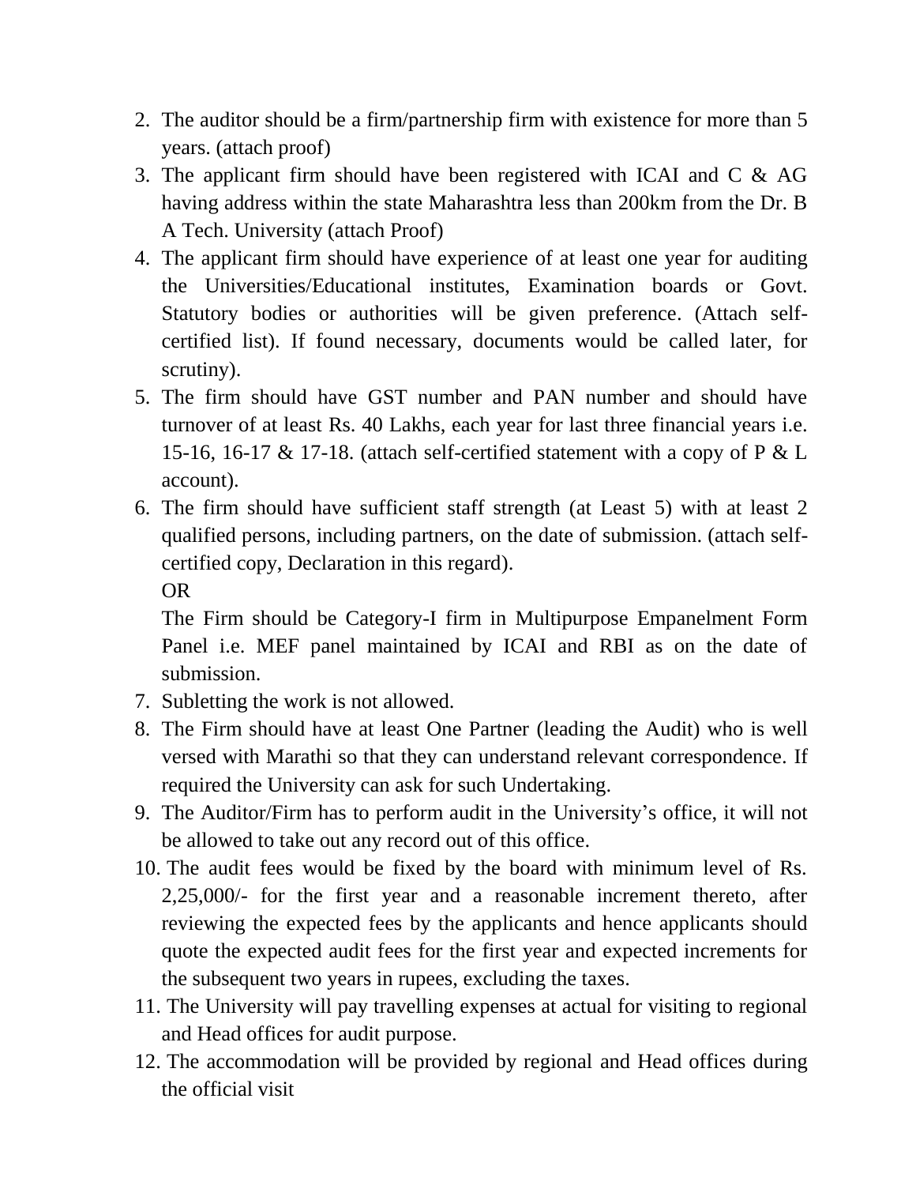2. The auditor should be a firm/partnership firm with existence for more than 5 years. (attach proof)
3. The applicant firm should have been registered with ICAI and C & AG having address within the state Maharashtra less than 200km from the Dr. B A Tech. University (attach Proof)
4. The applicant firm should have experience of at least one year for auditing the Universities/Educational institutes, Examination boards or Govt. Statutory bodies or authorities will be given preference. (Attach self-certified list). If found necessary, documents would be called later, for scrutiny).
5. The firm should have GST number and PAN number and should have turnover of at least Rs. 40 Lakhs, each year for last three financial years i.e. 15-16, 16-17 & 17-18. (attach self-certified statement with a copy of P & L account).
6. The firm should have sufficient staff strength (at Least 5) with at least 2 qualified persons, including partners, on the date of submission. (attach self-certified copy, Declaration in this regard).

   OR

   The Firm should be Category-I firm in Multipurpose Empanelment Form Panel i.e. MEF panel maintained by ICAI and RBI as on the date of submission.
7. Subletting the work is not allowed.
8. The Firm should have at least One Partner (leading the Audit) who is well versed with Marathi so that they can understand relevant correspondence. If required the University can ask for such Undertaking.
9. The Auditor/Firm has to perform audit in the University's office, it will not be allowed to take out any record out of this office.
10. The audit fees would be fixed by the board with minimum level of Rs. 2,25,000/- for the first year and a reasonable increment thereto, after reviewing the expected fees by the applicants and hence applicants should quote the expected audit fees for the first year and expected increments for the subsequent two years in rupees, excluding the taxes.
11. The University will pay travelling expenses at actual for visiting to regional and Head offices for audit purpose.
12. The accommodation will be provided by regional and Head offices during the official visit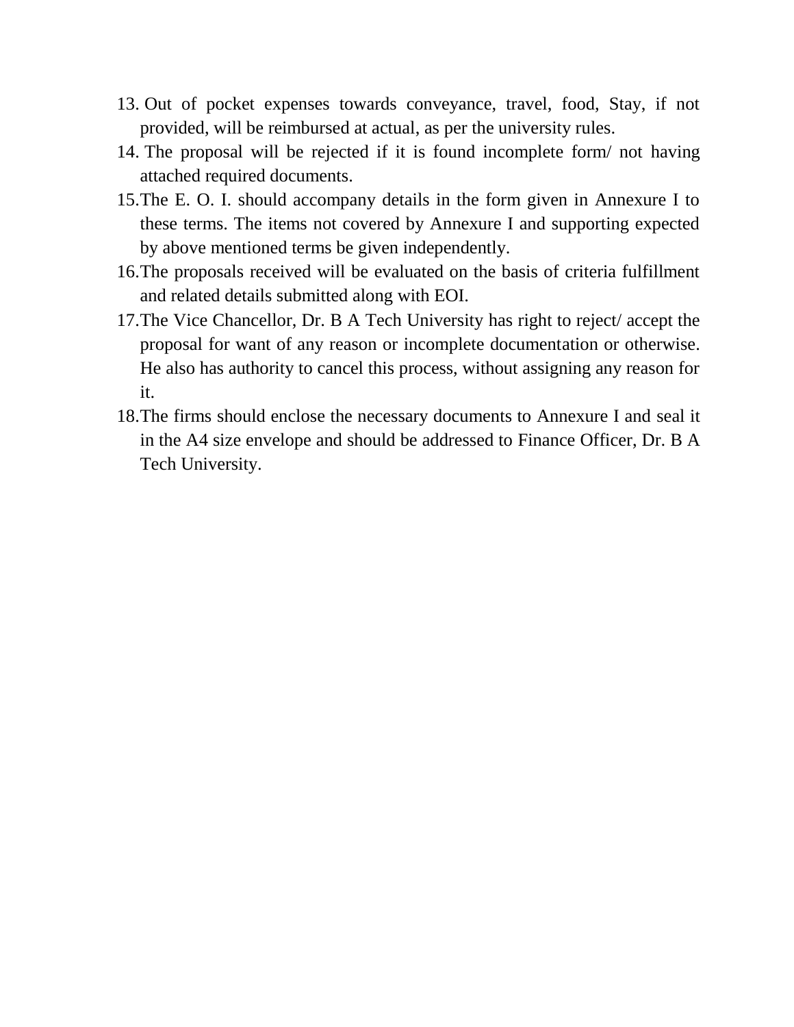13. Out of pocket expenses towards conveyance, travel, food, Stay, if not provided, will be reimbursed at actual, as per the university rules.
14. The proposal will be rejected if it is found incomplete form/ not having attached required documents.
15. The E. O. I. should accompany details in the form given in Annexure I to these terms. The items not covered by Annexure I and supporting expected by above mentioned terms be given independently.
16. The proposals received will be evaluated on the basis of criteria fulfillment and related details submitted along with EOI.
17. The Vice Chancellor, Dr. B A Tech University has right to reject/ accept the proposal for want of any reason or incomplete documentation or otherwise. He also has authority to cancel this process, without assigning any reason for it.
18. The firms should enclose the necessary documents to Annexure I and seal it in the A4 size envelope and should be addressed to Finance Officer, Dr. B A Tech University.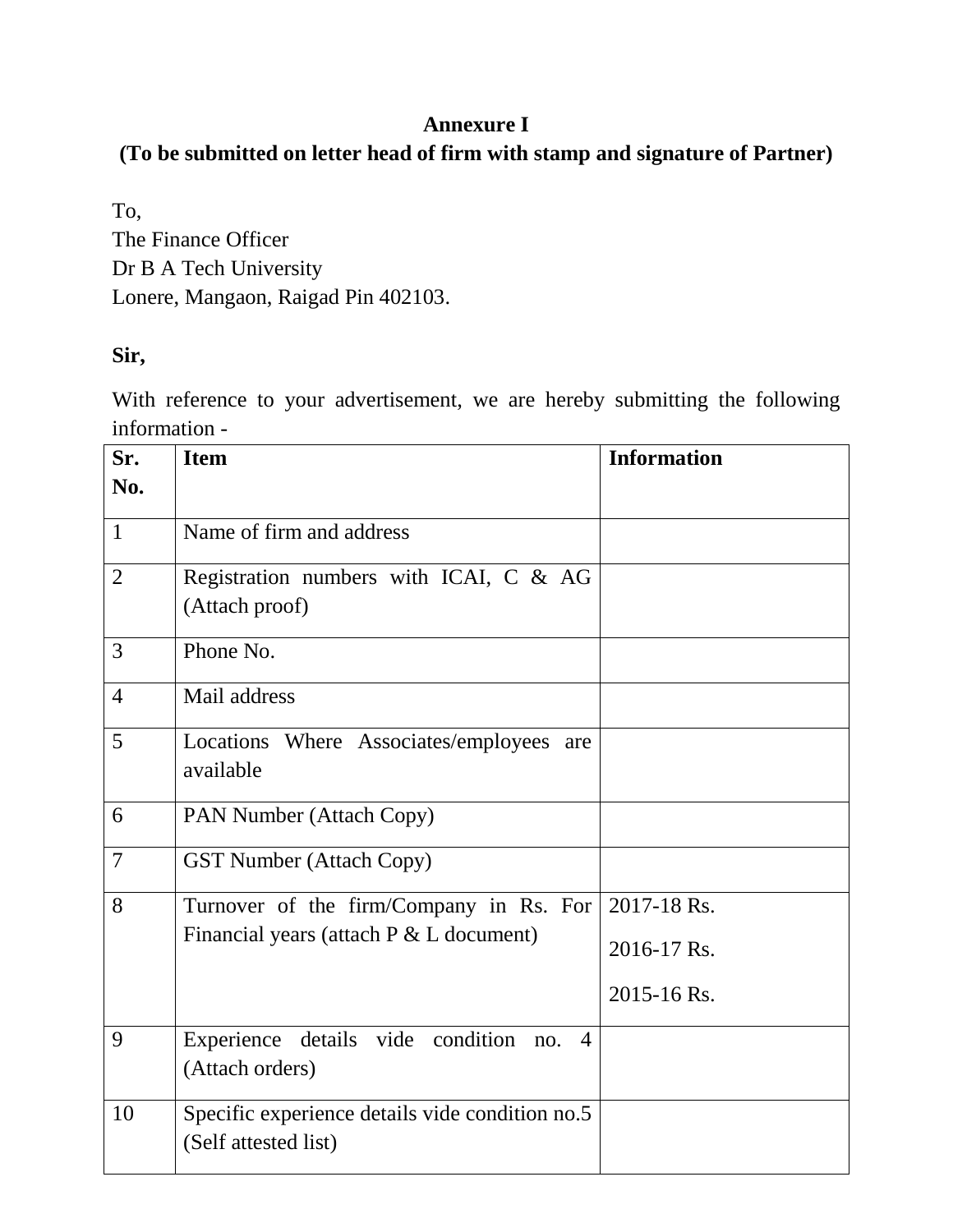**Annexure I**

**(To be submitted on letter head of firm with stamp and signature of Partner)**

To,
The Finance Officer
Dr B A Tech University
Lonere, Mangaon, Raigad Pin 402103.

**Sir,**

With reference to your advertisement, we are hereby submitting the following information -

| Sr. No. | Item | Information |
|---|---|---|
| 1 | Name of firm and address | |
| 2 | Registration numbers with ICAI, C & AG (Attach proof) | |
| 3 | Phone No. | |
| 4 | Mail address | |
| 5 | Locations Where Associates/employees are available | |
| 6 | PAN Number (Attach Copy) | |
| 7 | GST Number (Attach Copy) | |
| 8 | Turnover of the firm/Company in Rs. For Financial years (attach P & L document) | 2017-18 Rs.<br>2016-17 Rs.<br>2015-16 Rs. |
| 9 | Experience details vide condition no. 4 (Attach orders) | |
| 10 | Specific experience details vide condition no.5 (Self attested list) | |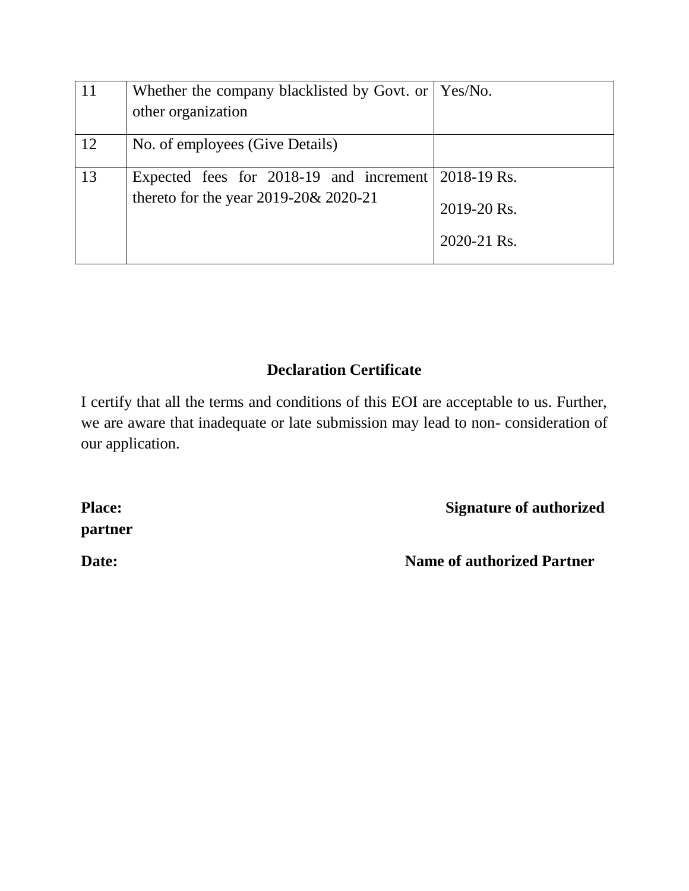| | | |
|---|---|---|
| 11 | Whether the company blacklisted by Govt. or other organization | Yes/No. |
| 12 | No. of employees (Give Details) | |
| 13 | Expected fees for 2018-19 and increment thereto for the year 2019-20& 2020-21 | 2018-19 Rs.<br>2019-20 Rs.<br>2020-21 Rs. |

**Declaration Certificate**

I certify that all the terms and conditions of this EOI are acceptable to us. Further, we are aware that inadequate or late submission may lead to non- consideration of our application.

**Place:** **Signature of authorized partner**

**Date:** **Name of authorized Partner**